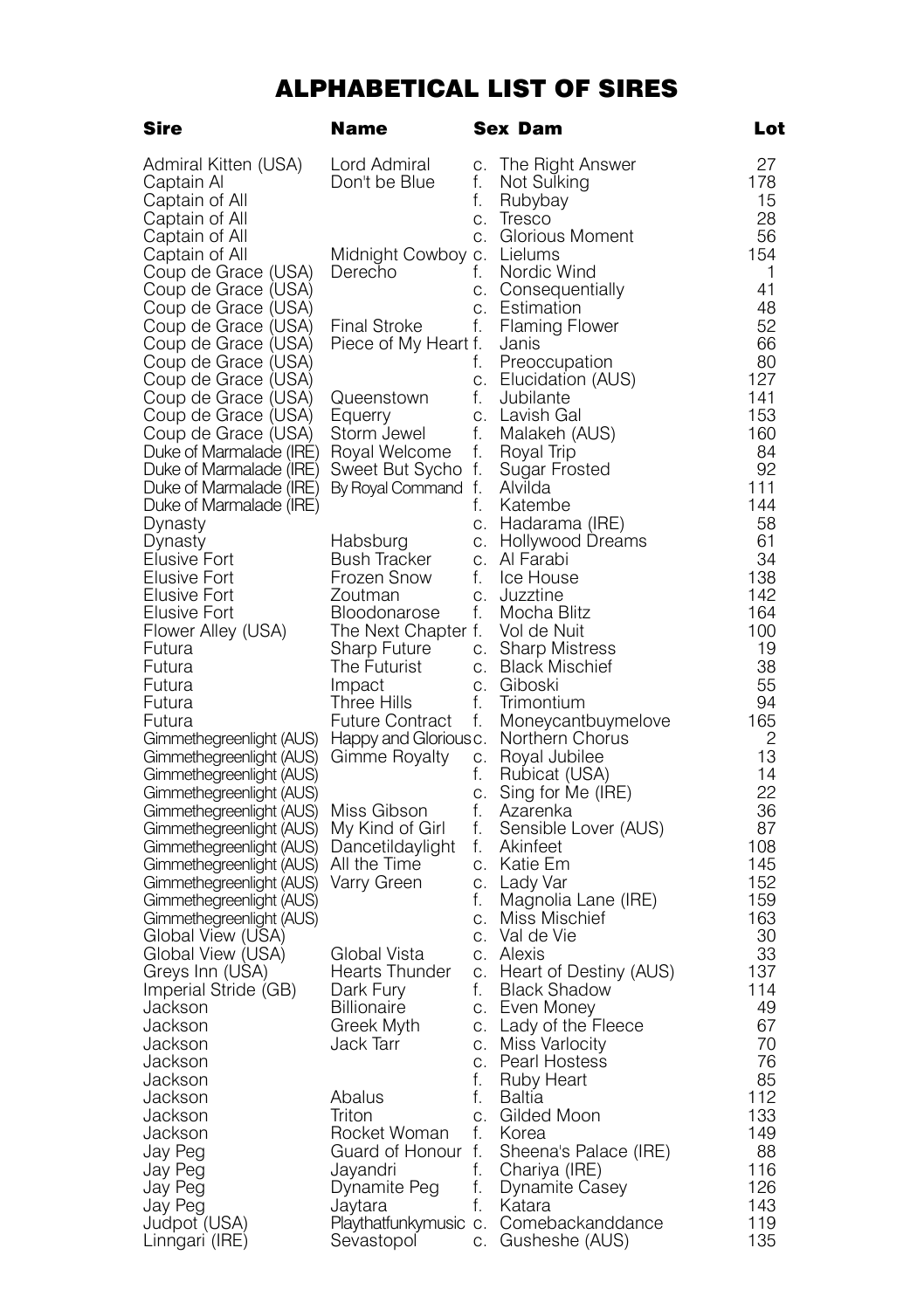# ALPHABETICAL LIST OF SIRES

| Sire | Name | Sex | Dam | Lot |
|---|---|---|---|---|
| Admiral Kitten (USA) | Lord Admiral | c. | The Right Answer | 27 |
| Captain Al | Don't be Blue | f. | Not Sulking | 178 |
| Captain of All | | f. | Rubybay | 15 |
| Captain of All | | c. | Tresco | 28 |
| Captain of All | | c. | Glorious Moment | 56 |
| Captain of All | Midnight Cowboy | c. | Lielums | 154 |
| Coup de Grace (USA) | Derecho | f. | Nordic Wind | 1 |
| Coup de Grace (USA) | | c. | Consequentially | 41 |
| Coup de Grace (USA) | | c. | Estimation | 48 |
| Coup de Grace (USA) | Final Stroke | f. | Flaming Flower | 52 |
| Coup de Grace (USA) | Piece of My Heart | f. | Janis | 66 |
| Coup de Grace (USA) | | f. | Preoccupation | 80 |
| Coup de Grace (USA) | | c. | Elucidation (AUS) | 127 |
| Coup de Grace (USA) | Queenstown | f. | Jubilante | 141 |
| Coup de Grace (USA) | Equerry | c. | Lavish Gal | 153 |
| Coup de Grace (USA) | Storm Jewel | f. | Malakeh (AUS) | 160 |
| Duke of Marmalade (IRE) | Royal Welcome | f. | Royal Trip | 84 |
| Duke of Marmalade (IRE) | Sweet But Sycho | f. | Sugar Frosted | 92 |
| Duke of Marmalade (IRE) | By Royal Command | f. | Alvilda | 111 |
| Duke of Marmalade (IRE) | | f. | Katembe | 144 |
| Dynasty | | c. | Hadarama (IRE) | 58 |
| Dynasty | Habsburg | c. | Hollywood Dreams | 61 |
| Elusive Fort | Bush Tracker | c. | Al Farabi | 34 |
| Elusive Fort | Frozen Snow | f. | Ice House | 138 |
| Elusive Fort | Zoutman | c. | Juzztine | 142 |
| Elusive Fort | Bloodonarose | f. | Mocha Blitz | 164 |
| Flower Alley (USA) | The Next Chapter | f. | Vol de Nuit | 100 |
| Futura | Sharp Future | c. | Sharp Mistress | 19 |
| Futura | The Futurist | c. | Black Mischief | 38 |
| Futura | Impact | c. | Giboski | 55 |
| Futura | Three Hills | f. | Trimontium | 94 |
| Futura | Future Contract | f. | Moneycantbuymelove | 165 |
| Gimmethegreenlight (AUS) | Happy and Glorious | c. | Northern Chorus | 2 |
| Gimmethegreenlight (AUS) | Gimme Royalty | c. | Royal Jubilee | 13 |
| Gimmethegreenlight (AUS) | | f. | Rubicat (USA) | 14 |
| Gimmethegreenlight (AUS) | | c. | Sing for Me (IRE) | 22 |
| Gimmethegreenlight (AUS) | Miss Gibson | f. | Azarenka | 36 |
| Gimmethegreenlight (AUS) | My Kind of Girl | f. | Sensible Lover (AUS) | 87 |
| Gimmethegreenlight (AUS) | Dancetildaylight | f. | Akinfeet | 108 |
| Gimmethegreenlight (AUS) | All the Time | c. | Katie Em | 145 |
| Gimmethegreenlight (AUS) | Varry Green | c. | Lady Var | 152 |
| Gimmethegreenlight (AUS) | | f. | Magnolia Lane (IRE) | 159 |
| Gimmethegreenlight (AUS) | | c. | Miss Mischief | 163 |
| Global View (USA) | | c. | Val de Vie | 30 |
| Global View (USA) | Global Vista | c. | Alexis | 33 |
| Greys Inn (USA) | Hearts Thunder | c. | Heart of Destiny (AUS) | 137 |
| Imperial Stride (GB) | Dark Fury | f. | Black Shadow | 114 |
| Jackson | Billionaire | c. | Even Money | 49 |
| Jackson | Greek Myth | c. | Lady of the Fleece | 67 |
| Jackson | Jack Tarr | c. | Miss Varlocity | 70 |
| Jackson | | c. | Pearl Hostess | 76 |
| Jackson | | f. | Ruby Heart | 85 |
| Jackson | Abalus | f. | Baltia | 112 |
| Jackson | Triton | c. | Gilded Moon | 133 |
| Jackson | Rocket Woman | f. | Korea | 149 |
| Jay Peg | Guard of Honour | f. | Sheena's Palace (IRE) | 88 |
| Jay Peg | Jayandri | f. | Chariya (IRE) | 116 |
| Jay Peg | Dynamite Peg | f. | Dynamite Casey | 126 |
| Jay Peg | Jaytara | f. | Katara | 143 |
| Judpot (USA) | Playthatfunkymusic | c. | Comebackanddance | 119 |
| Linngari (IRE) | Sevastopol | c. | Gusheshe (AUS) | 135 |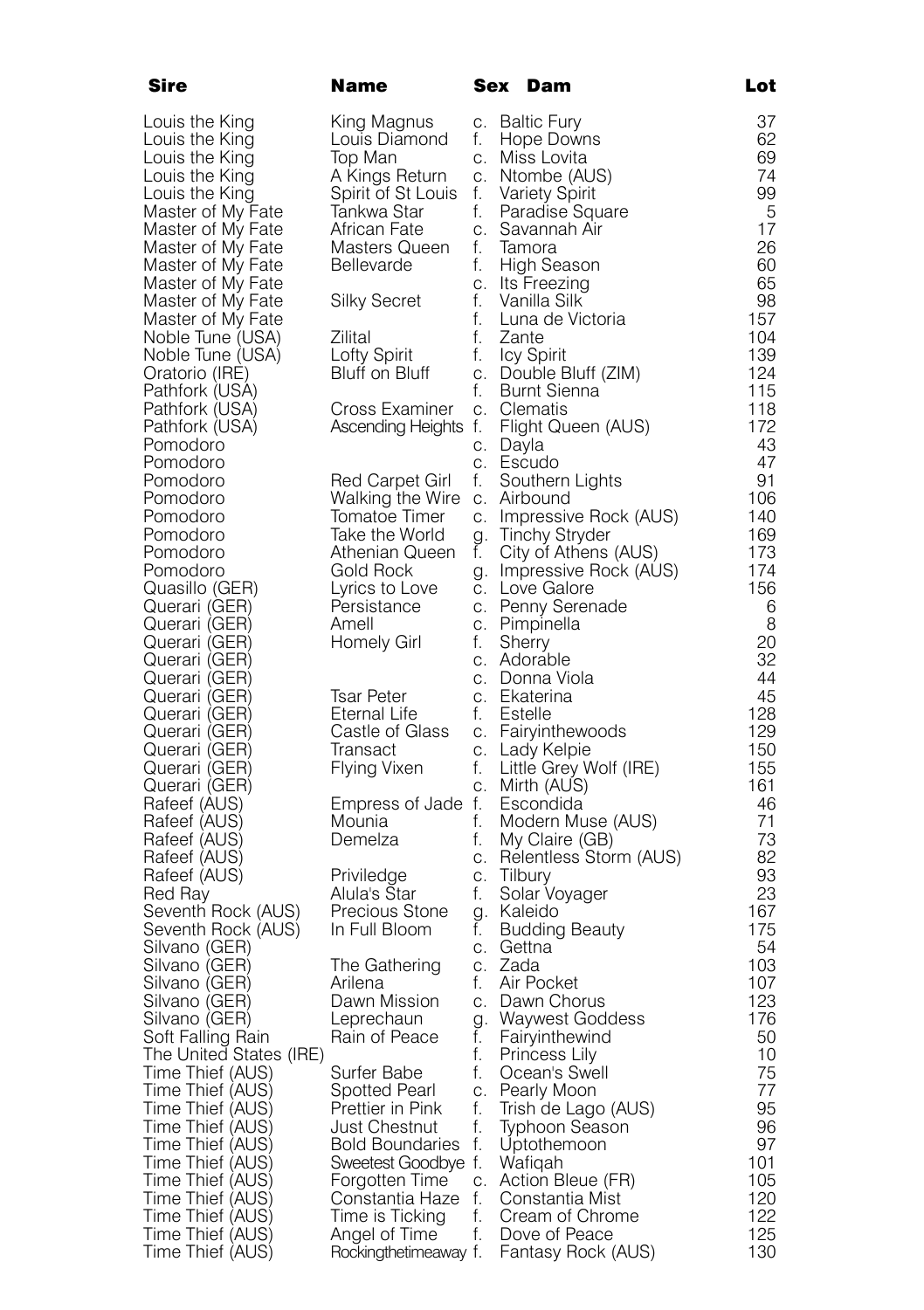| Sire | Name | Sex | Dam | Lot |
|---|---|---|---|---|
| Louis the King | King Magnus | c. | Baltic Fury | 37 |
| Louis the King | Louis Diamond | f. | Hope Downs | 62 |
| Louis the King | Top Man | c. | Miss Lovita | 69 |
| Louis the King | A Kings Return | c. | Ntombe (AUS) | 74 |
| Louis the King | Spirit of St Louis | f. | Variety Spirit | 99 |
| Master of My Fate | Tankwa Star | f. | Paradise Square | 5 |
| Master of My Fate | African Fate | c. | Savannah Air | 17 |
| Master of My Fate | Masters Queen | f. | Tamora | 26 |
| Master of My Fate | Bellevarde | f. | High Season | 60 |
| Master of My Fate | | c. | Its Freezing | 65 |
| Master of My Fate | Silky Secret | f. | Vanilla Silk | 98 |
| Master of My Fate | | f. | Luna de Victoria | 157 |
| Noble Tune (USA) | Zilital | f. | Zante | 104 |
| Noble Tune (USA) | Lofty Spirit | f. | Icy Spirit | 139 |
| Oratorio (IRE) | Bluff on Bluff | c. | Double Bluff (ZIM) | 124 |
| Pathfork (USA) | | f. | Burnt Sienna | 115 |
| Pathfork (USA) | Cross Examiner | c. | Clematis | 118 |
| Pathfork (USA) | Ascending Heights | f. | Flight Queen (AUS) | 172 |
| Pomodoro | | c. | Dayla | 43 |
| Pomodoro | | c. | Escudo | 47 |
| Pomodoro | Red Carpet Girl | f. | Southern Lights | 91 |
| Pomodoro | Walking the Wire | c. | Airbound | 106 |
| Pomodoro | Tomatoe Timer | c. | Impressive Rock (AUS) | 140 |
| Pomodoro | Take the World | g. | Tinchy Stryder | 169 |
| Pomodoro | Athenian Queen | f. | City of Athens (AUS) | 173 |
| Pomodoro | Gold Rock | g. | Impressive Rock (AUS) | 174 |
| Quasillo (GER) | Lyrics to Love | c. | Love Galore | 156 |
| Querari (GER) | Persistance | c. | Penny Serenade | 6 |
| Querari (GER) | Amell | c. | Pimpinella | 8 |
| Querari (GER) | Homely Girl | f. | Sherry | 20 |
| Querari (GER) | | c. | Adorable | 32 |
| Querari (GER) | | c. | Donna Viola | 44 |
| Querari (GER) | Tsar Peter | c. | Ekaterina | 45 |
| Querari (GER) | Eternal Life | f. | Estelle | 128 |
| Querari (GER) | Castle of Glass | c. | Fairyinthewoods | 129 |
| Querari (GER) | Transact | c. | Lady Kelpie | 150 |
| Querari (GER) | Flying Vixen | f. | Little Grey Wolf (IRE) | 155 |
| Querari (GER) | | c. | Mirth (AUS) | 161 |
| Rafeef (AUS) | Empress of Jade | f. | Escondida | 46 |
| Rafeef (AUS) | Mounia | f. | Modern Muse (AUS) | 71 |
| Rafeef (AUS) | Demelza | f. | My Claire (GB) | 73 |
| Rafeef (AUS) | | c. | Relentless Storm (AUS) | 82 |
| Rafeef (AUS) | Priviledge | c. | Tilbury | 93 |
| Red Ray | Alula's Star | f. | Solar Voyager | 23 |
| Seventh Rock (AUS) | Precious Stone | g. | Kaleido | 167 |
| Seventh Rock (AUS) | In Full Bloom | f. | Budding Beauty | 175 |
| Silvano (GER) | | c. | Gettna | 54 |
| Silvano (GER) | The Gathering | c. | Zada | 103 |
| Silvano (GER) | Arilena | f. | Air Pocket | 107 |
| Silvano (GER) | Dawn Mission | c. | Dawn Chorus | 123 |
| Silvano (GER) | Leprechaun | g. | Waywest Goddess | 176 |
| Soft Falling Rain | Rain of Peace | f. | Fairyinthewind | 50 |
| The United States (IRE) | | f. | Princess Lily | 10 |
| Time Thief (AUS) | Surfer Babe | f. | Ocean's Swell | 75 |
| Time Thief (AUS) | Spotted Pearl | c. | Pearly Moon | 77 |
| Time Thief (AUS) | Prettier in Pink | f. | Trish de Lago (AUS) | 95 |
| Time Thief (AUS) | Just Chestnut | f. | Typhoon Season | 96 |
| Time Thief (AUS) | Bold Boundaries | f. | Uptothemoon | 97 |
| Time Thief (AUS) | Sweetest Goodbye | f. | Wafiqah | 101 |
| Time Thief (AUS) | Forgotten Time | c. | Action Bleue (FR) | 105 |
| Time Thief (AUS) | Constantia Haze | f. | Constantia Mist | 120 |
| Time Thief (AUS) | Time is Ticking | f. | Cream of Chrome | 122 |
| Time Thief (AUS) | Angel of Time | f. | Dove of Peace | 125 |
| Time Thief (AUS) | Rockingthetimeaway | f. | Fantasy Rock (AUS) | 130 |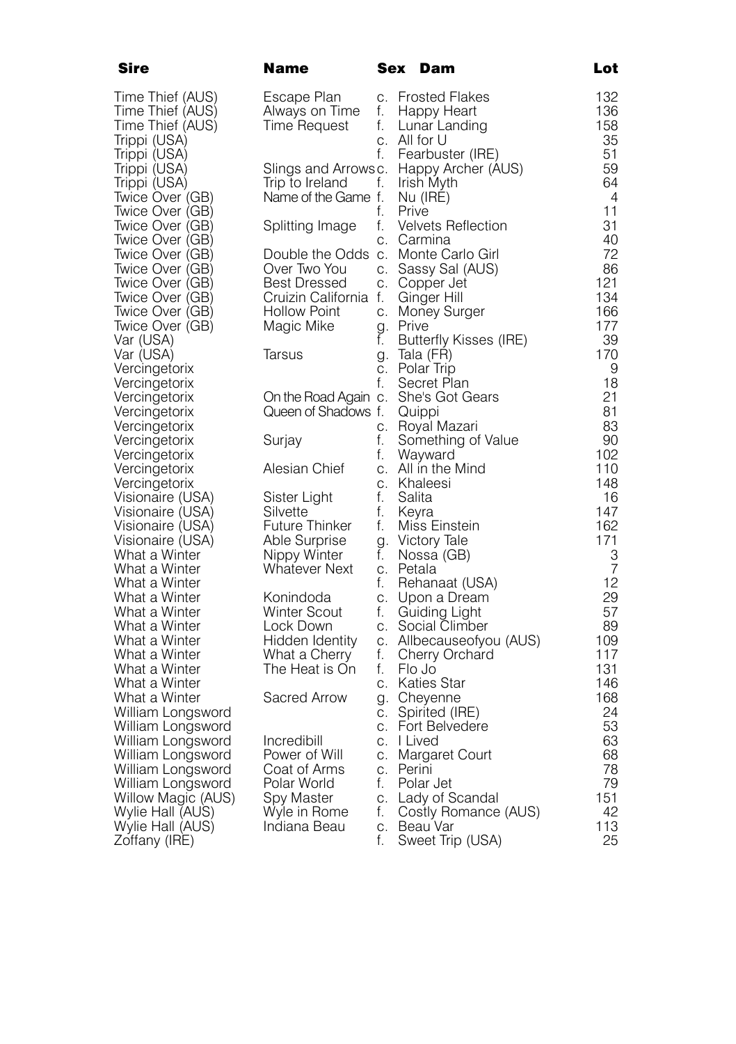| Sire | Name | Sex | Dam | Lot |
|---|---|---|---|---|
| Time Thief (AUS) | Escape Plan | c. | Frosted Flakes | 132 |
| Time Thief (AUS) | Always on Time | f. | Happy Heart | 136 |
| Time Thief (AUS) | Time Request | f. | Lunar Landing | 158 |
| Trippi (USA) | | c. | All for U | 35 |
| Trippi (USA) | | f. | Fearbuster (IRE) | 51 |
| Trippi (USA) | Slings and Arrows | c. | Happy Archer (AUS) | 59 |
| Trippi (USA) | Trip to Ireland | f. | Irish Myth | 64 |
| Twice Over (GB) | Name of the Game | f. | Nu (IRE) | 4 |
| Twice Over (GB) | | f. | Prive | 11 |
| Twice Over (GB) | Splitting Image | f. | Velvets Reflection | 31 |
| Twice Over (GB) | | c. | Carmina | 40 |
| Twice Over (GB) | Double the Odds | c. | Monte Carlo Girl | 72 |
| Twice Over (GB) | Over Two You | c. | Sassy Sal (AUS) | 86 |
| Twice Over (GB) | Best Dressed | c. | Copper Jet | 121 |
| Twice Over (GB) | Cruizin California | f. | Ginger Hill | 134 |
| Twice Over (GB) | Hollow Point | c. | Money Surger | 166 |
| Twice Over (GB) | Magic Mike | g. | Prive | 177 |
| Var (USA) | | f. | Butterfly Kisses (IRE) | 39 |
| Var (USA) | Tarsus | g. | Tala (FR) | 170 |
| Vercingetorix | | c. | Polar Trip | 9 |
| Vercingetorix | | f. | Secret Plan | 18 |
| Vercingetorix | On the Road Again | c. | She's Got Gears | 21 |
| Vercingetorix | Queen of Shadows | f. | Quippi | 81 |
| Vercingetorix | | c. | Royal Mazari | 83 |
| Vercingetorix | Surjay | f. | Something of Value | 90 |
| Vercingetorix | | f. | Wayward | 102 |
| Vercingetorix | Alesian Chief | c. | All in the Mind | 110 |
| Vercingetorix | | c. | Khaleesi | 148 |
| Visionaire (USA) | Sister Light | f. | Salita | 16 |
| Visionaire (USA) | Silvette | f. | Keyra | 147 |
| Visionaire (USA) | Future Thinker | f. | Miss Einstein | 162 |
| Visionaire (USA) | Able Surprise | g. | Victory Tale | 171 |
| What a Winter | Nippy Winter | f. | Nossa (GB) | 3 |
| What a Winter | Whatever Next | c. | Petala | 7 |
| What a Winter | | f. | Rehanaat (USA) | 12 |
| What a Winter | Konindoda | c. | Upon a Dream | 29 |
| What a Winter | Winter Scout | f. | Guiding Light | 57 |
| What a Winter | Lock Down | c. | Social Climber | 89 |
| What a Winter | Hidden Identity | c. | Allbecauseofyou (AUS) | 109 |
| What a Winter | What a Cherry | f. | Cherry Orchard | 117 |
| What a Winter | The Heat is On | f. | Flo Jo | 131 |
| What a Winter | | c. | Katies Star | 146 |
| What a Winter | Sacred Arrow | g. | Cheyenne | 168 |
| William Longsword | | c. | Spirited (IRE) | 24 |
| William Longsword | | c. | Fort Belvedere | 53 |
| William Longsword | Incredibill | c. | I Lived | 63 |
| William Longsword | Power of Will | c. | Margaret Court | 68 |
| William Longsword | Coat of Arms | c. | Perini | 78 |
| William Longsword | Polar World | f. | Polar Jet | 79 |
| Willow Magic (AUS) | Spy Master | c. | Lady of Scandal | 151 |
| Wylie Hall (AUS) | Wyle in Rome | f. | Costly Romance (AUS) | 42 |
| Wylie Hall (AUS) | Indiana Beau | c. | Beau Var | 113 |
| Zoffany (IRE) | | f. | Sweet Trip (USA) | 25 |